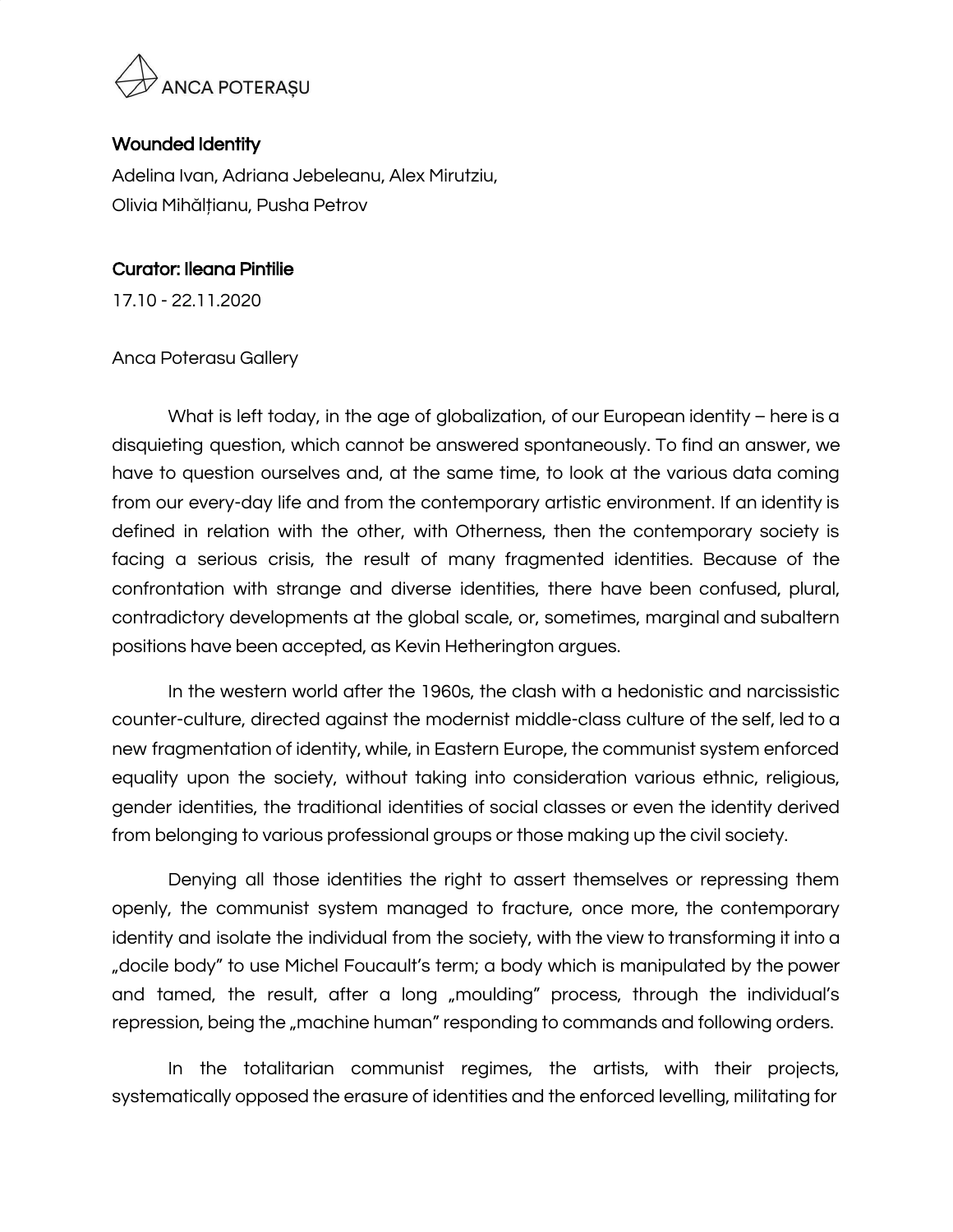## Wounded Identity

Adelina Ivan, Adriana Jebeleanu, Alex Mirutziu, Olivia Mihălțianu, Pusha Petrov

**Curator: Ileana Pintilie**

17.10 - 22.11.2020

Anca Poterasu Gallery

What is left today, in the age of globalization, of our European identity – here is a disquieting question, which cannot be answered spontaneously. To find an answer, we have to question ourselves and, at the same time, to look at the various data coming from our every-day life and from the contemporary artistic environment. If an identity is defined in relation with the other, with Otherness, then the contemporary society is facing a serious crisis, the result of many fragmented identities. Because of the confrontation with strange and diverse identities, there have been confused, plural, contradictory developments at the global scale, or, sometimes, marginal and subaltern positions have been accepted, as Kevin Hetherington argues.

In the western world after the 1960s, the clash with a hedonistic and narcissistic counter-culture, directed against the modernist middle-class culture of the self, led to a new fragmentation of identity, while, in Eastern Europe, the communist system enforced equality upon the society, without taking into consideration various ethnic, religious, gender identities, the traditional identities of social classes or even the identity derived from belonging to various professional groups or those making up the civil society.

Denying all those identities the right to assert themselves or repressing them openly, the communist system managed to fracture, once more, the contemporary identity and isolate the individual from the society, with the view to transforming it into a „docile body" to use Michel Foucault's term; a body which is manipulated by the power and tamed, the result, after a long „moulding" process, through the individual's repression, being the „machine human" responding to commands and following orders.

In the totalitarian communist regimes, the artists, with their projects, systematically opposed the erasure of identities and the enforced levelling, militating for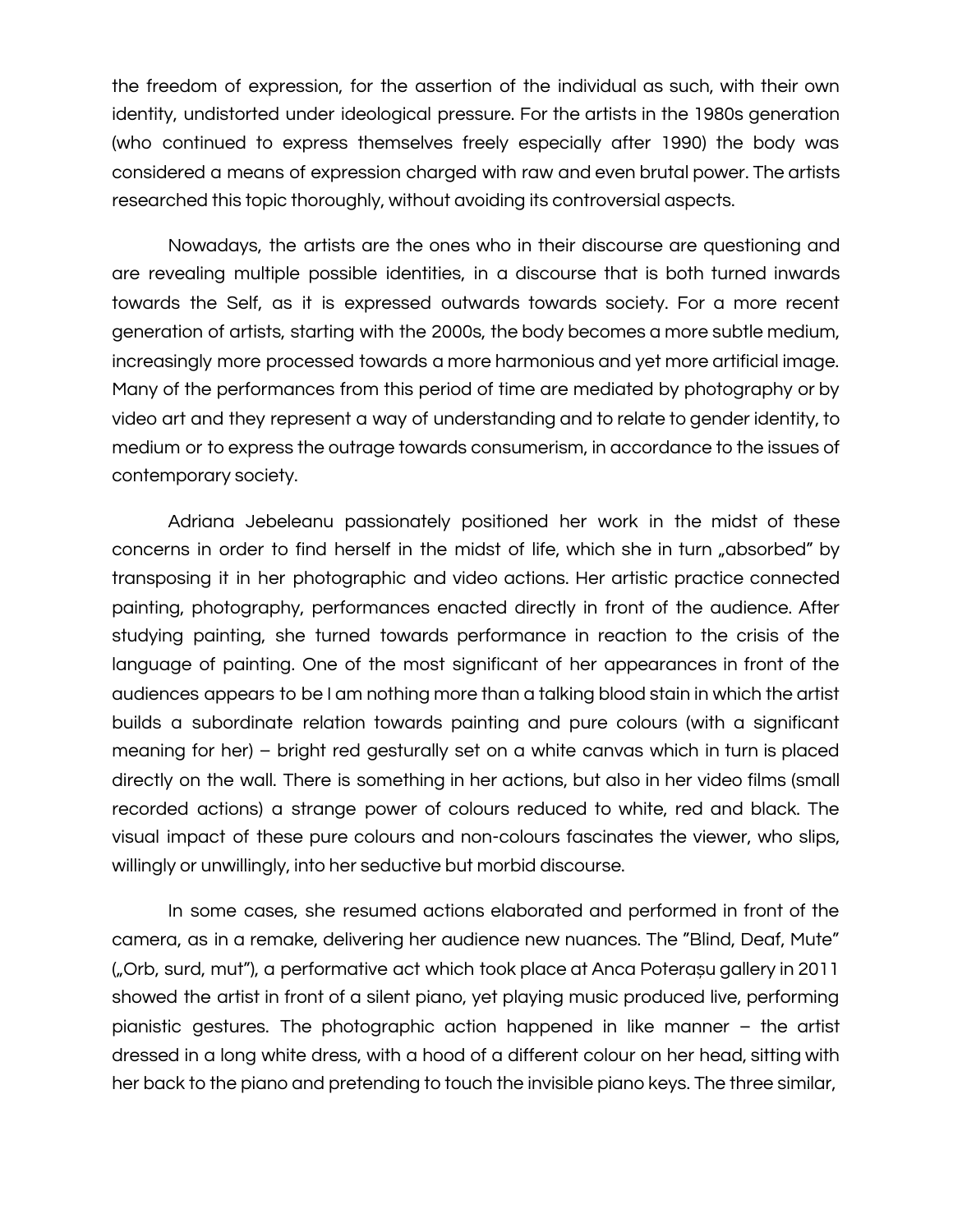the freedom of expression, for the assertion of the individual as such, with their own identity, undistorted under ideological pressure. For the artists in the 1980s generation (who continued to express themselves freely especially after 1990) the body was considered a means of expression charged with raw and even brutal power. The artists researched this topic thoroughly, without avoiding its controversial aspects.

Nowadays, the artists are the ones who in their discourse are questioning and are revealing multiple possible identities, in a discourse that is both turned inwards towards the Self, as it is expressed outwards towards society. For a more recent generation of artists, starting with the 2000s, the body becomes a more subtle medium, increasingly more processed towards a more harmonious and yet more artificial image. Many of the performances from this period of time are mediated by photography or by video art and they represent a way of understanding and to relate to gender identity, to medium or to express the outrage towards consumerism, in accordance to the issues of contemporary society.

Adriana Jebeleanu passionately positioned her work in the midst of these concerns in order to find herself in the midst of life, which she in turn „absorbed" by transposing it in her photographic and video actions. Her artistic practice connected painting, photography, performances enacted directly in front of the audience. After studying painting, she turned towards performance in reaction to the crisis of the language of painting. One of the most significant of her appearances in front of the audiences appears to be I am nothing more than a talking blood stain in which the artist builds a subordinate relation towards painting and pure colours (with a significant meaning for her) – bright red gesturally set on a white canvas which in turn is placed directly on the wall. There is something in her actions, but also in her video films (small recorded actions) a strange power of colours reduced to white, red and black. The visual impact of these pure colours and non-colours fascinates the viewer, who slips, willingly or unwillingly, into her seductive but morbid discourse.

In some cases, she resumed actions elaborated and performed in front of the camera, as in a remake, delivering her audience new nuances. The "Blind, Deaf, Mute" („Orb, surd, mut"), a performative act which took place at Anca Poterașu gallery in 2011 showed the artist in front of a silent piano, yet playing music produced live, performing pianistic gestures. The photographic action happened in like manner – the artist dressed in a long white dress, with a hood of a different colour on her head, sitting with her back to the piano and pretending to touch the invisible piano keys. The three similar,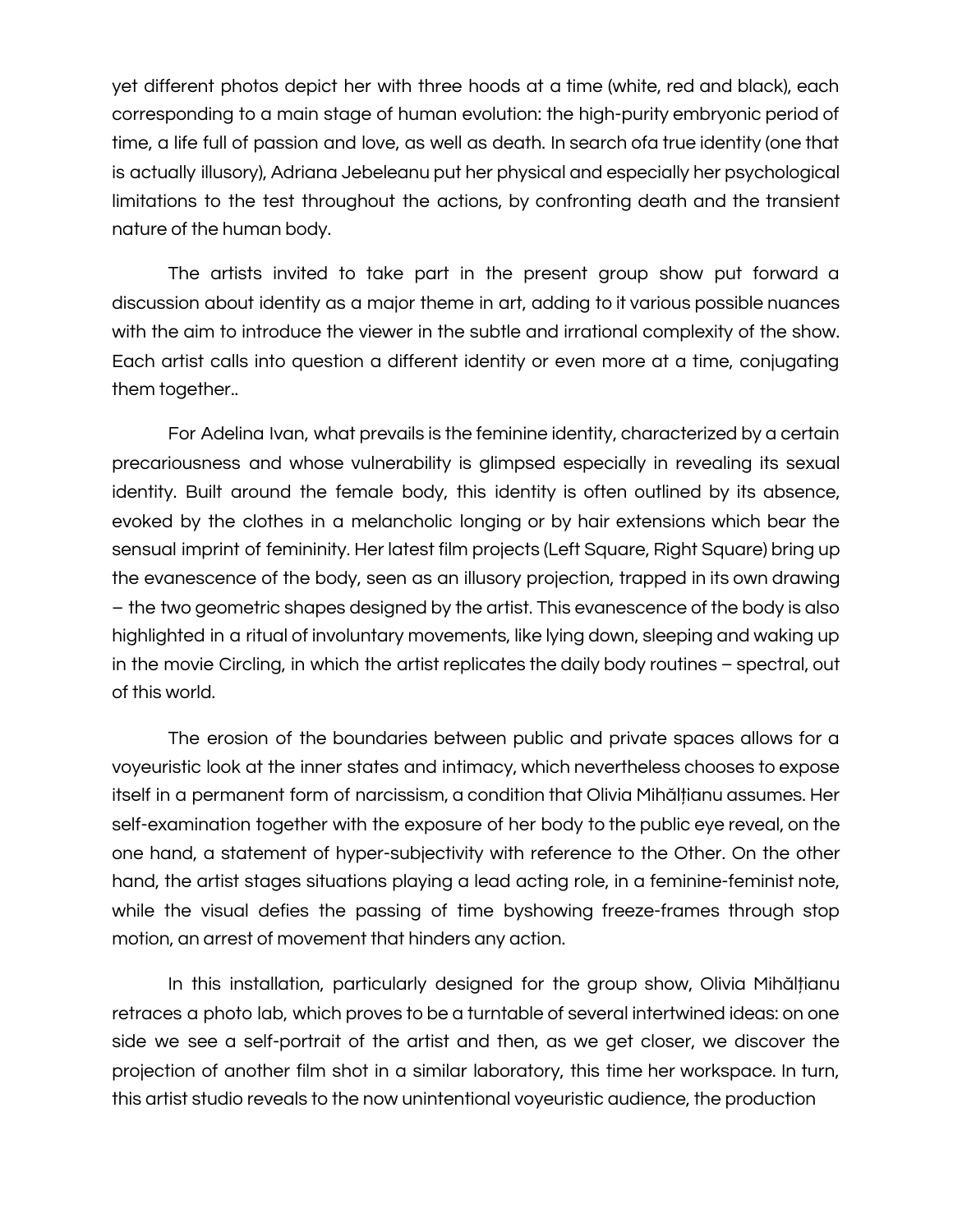yet different photos depict her with three hoods at a time (white, red and black), each corresponding to a main stage of human evolution: the high-purity embryonic period of time, a life full of passion and love, as well as death. In search ofa true identity (one that is actually illusory), Adriana Jebeleanu put her physical and especially her psychological limitations to the test throughout the actions, by confronting death and the transient nature of the human body.

The artists invited to take part in the present group show put forward a discussion about identity as a major theme in art, adding to it various possible nuances with the aim to introduce the viewer in the subtle and irrational complexity of the show. Each artist calls into question a different identity or even more at a time, conjugating them together..

For Adelina Ivan, what prevails is the feminine identity, characterized by a certain precariousness and whose vulnerability is glimpsed especially in revealing its sexual identity. Built around the female body, this identity is often outlined by its absence, evoked by the clothes in a melancholic longing or by hair extensions which bear the sensual imprint of femininity. Her latest film projects (Left Square, Right Square) bring up the evanescence of the body, seen as an illusory projection, trapped in its own drawing – the two geometric shapes designed by the artist. This evanescence of the body is also highlighted in a ritual of involuntary movements, like lying down, sleeping and waking up in the movie Circling, in which the artist replicates the daily body routines – spectral, out of this world.

The erosion of the boundaries between public and private spaces allows for a voyeuristic look at the inner states and intimacy, which nevertheless chooses to expose itself in a permanent form of narcissism, a condition that Olivia Mihălțianu assumes. Her self-examination together with the exposure of her body to the public eye reveal, on the one hand, a statement of hyper-subjectivity with reference to the Other. On the other hand, the artist stages situations playing a lead acting role, in a feminine-feminist note, while the visual defies the passing of time byshowing freeze-frames through stop motion, an arrest of movement that hinders any action.

In this installation, particularly designed for the group show, Olivia Mihălțianu retraces a photo lab, which proves to be a turntable of several intertwined ideas: on one side we see a self-portrait of the artist and then, as we get closer, we discover the projection of another film shot in a similar laboratory, this time her workspace. In turn, this artist studio reveals to the now unintentional voyeuristic audience, the production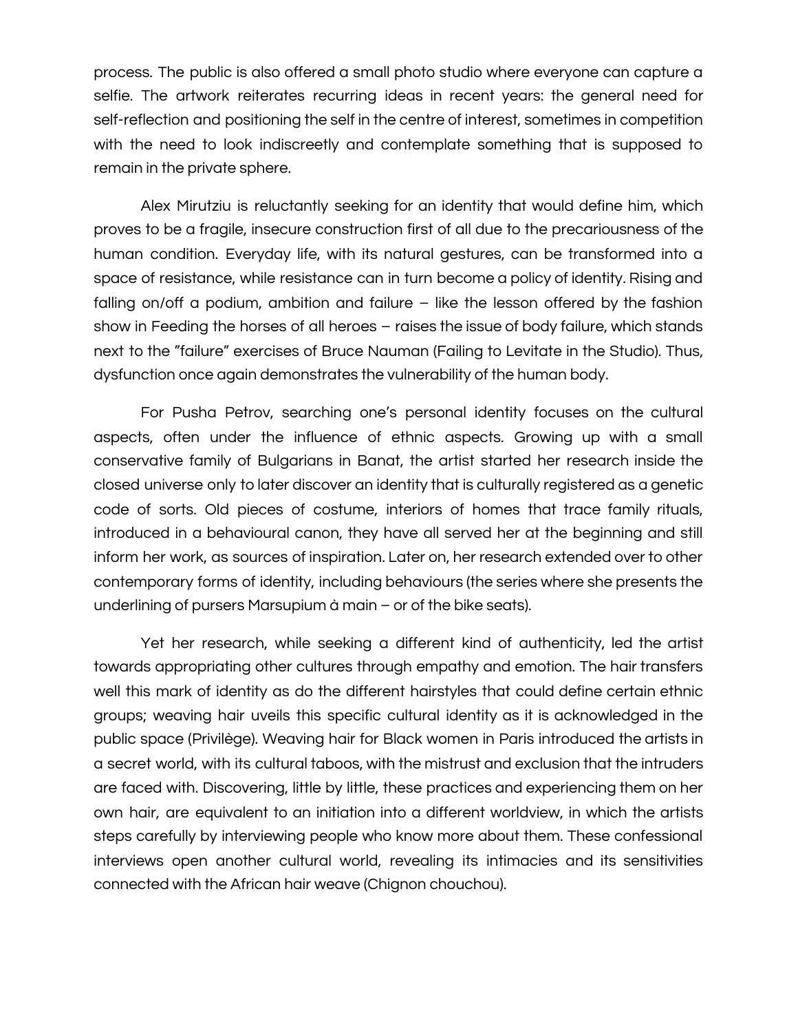process. The public is also offered a small photo studio where everyone can capture a selfie. The artwork reiterates recurring ideas in recent years: the general need for self-reflection and positioning the self in the centre of interest, sometimes in competition with the need to look indiscreetly and contemplate something that is supposed to remain in the private sphere.

Alex Mirutziu is reluctantly seeking for an identity that would define him, which proves to be a fragile, insecure construction first of all due to the precariousness of the human condition. Everyday life, with its natural gestures, can be transformed into a space of resistance, while resistance can in turn become a policy of identity. Rising and falling on/off a podium, ambition and failure – like the lesson offered by the fashion show in Feeding the horses of all heroes – raises the issue of body failure, which stands next to the "failure" exercises of Bruce Nauman (Failing to Levitate in the Studio). Thus, dysfunction once again demonstrates the vulnerability of the human body.

For Pusha Petrov, searching one's personal identity focuses on the cultural aspects, often under the influence of ethnic aspects. Growing up with a small conservative family of Bulgarians in Banat, the artist started her research inside the closed universe only to later discover an identity that is culturally registered as a genetic code of sorts. Old pieces of costume, interiors of homes that trace family rituals, introduced in a behavioural canon, they have all served her at the beginning and still inform her work, as sources of inspiration. Later on, her research extended over to other contemporary forms of identity, including behaviours (the series where she presents the underlining of pursers Marsupium à main – or of the bike seats).

Yet her research, while seeking a different kind of authenticity, led the artist towards appropriating other cultures through empathy and emotion. The hair transfers well this mark of identity as do the different hairstyles that could define certain ethnic groups; weaving hair uveils this specific cultural identity as it is acknowledged in the public space (Privilège). Weaving hair for Black women in Paris introduced the artists in a secret world, with its cultural taboos, with the mistrust and exclusion that the intruders are faced with. Discovering, little by little, these practices and experiencing them on her own hair, are equivalent to an initiation into a different worldview, in which the artists steps carefully by interviewing people who know more about them. These confessional interviews open another cultural world, revealing its intimacies and its sensitivities connected with the African hair weave (Chignon chouchou).